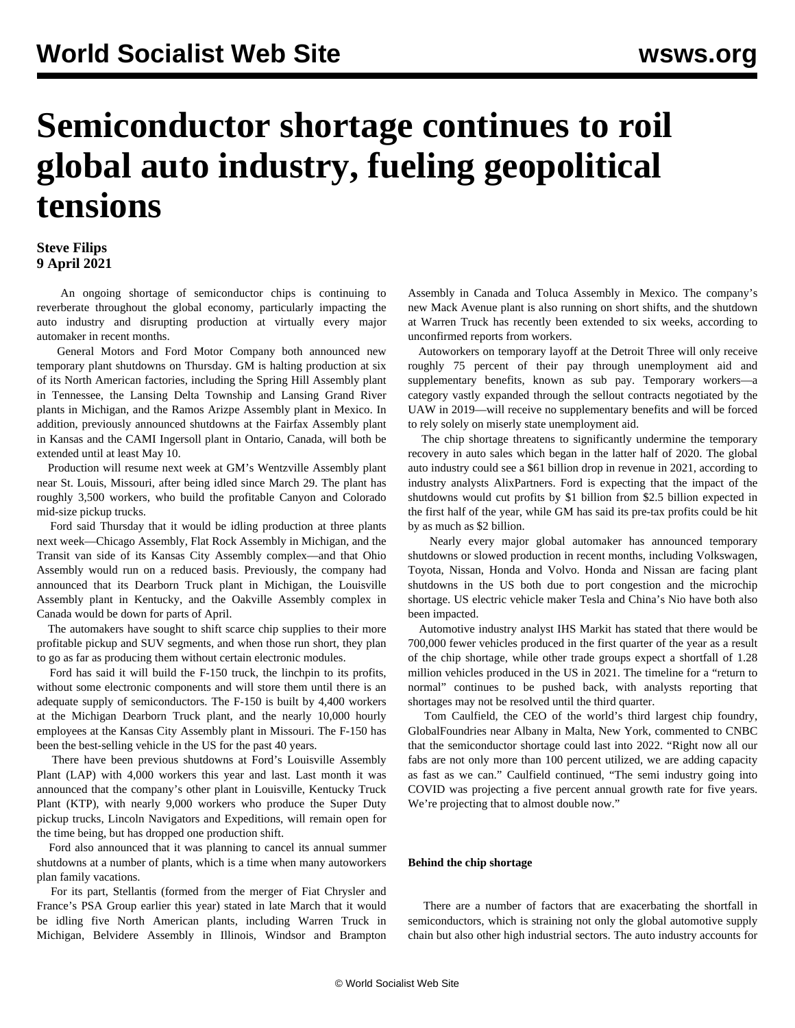# Semiconductor shortage continues to roil global auto industry, fueling geopolitical tensions

**Steve Filips**
**9 April 2021**

An ongoing shortage of semiconductor chips is continuing to reverberate throughout the global economy, particularly impacting the auto industry and disrupting production at virtually every major automaker in recent months.

General Motors and Ford Motor Company both announced new temporary plant shutdowns on Thursday. GM is halting production at six of its North American factories, including the Spring Hill Assembly plant in Tennessee, the Lansing Delta Township and Lansing Grand River plants in Michigan, and the Ramos Arizpe Assembly plant in Mexico. In addition, previously announced shutdowns at the Fairfax Assembly plant in Kansas and the CAMI Ingersoll plant in Ontario, Canada, will both be extended until at least May 10.

Production will resume next week at GM's Wentzville Assembly plant near St. Louis, Missouri, after being idled since March 29. The plant has roughly 3,500 workers, who build the profitable Canyon and Colorado mid-size pickup trucks.

Ford said Thursday that it would be idling production at three plants next week—Chicago Assembly, Flat Rock Assembly in Michigan, and the Transit van side of its Kansas City Assembly complex—and that Ohio Assembly would run on a reduced basis. Previously, the company had announced that its Dearborn Truck plant in Michigan, the Louisville Assembly plant in Kentucky, and the Oakville Assembly complex in Canada would be down for parts of April.

The automakers have sought to shift scarce chip supplies to their more profitable pickup and SUV segments, and when those run short, they plan to go as far as producing them without certain electronic modules.

Ford has said it will build the F-150 truck, the linchpin to its profits, without some electronic components and will store them until there is an adequate supply of semiconductors. The F-150 is built by 4,400 workers at the Michigan Dearborn Truck plant, and the nearly 10,000 hourly employees at the Kansas City Assembly plant in Missouri. The F-150 has been the best-selling vehicle in the US for the past 40 years.

There have been previous shutdowns at Ford's Louisville Assembly Plant (LAP) with 4,000 workers this year and last. Last month it was announced that the company's other plant in Louisville, Kentucky Truck Plant (KTP), with nearly 9,000 workers who produce the Super Duty pickup trucks, Lincoln Navigators and Expeditions, will remain open for the time being, but has dropped one production shift.

Ford also announced that it was planning to cancel its annual summer shutdowns at a number of plants, which is a time when many autoworkers plan family vacations.

For its part, Stellantis (formed from the merger of Fiat Chrysler and France's PSA Group earlier this year) stated in late March that it would be idling five North American plants, including Warren Truck in Michigan, Belvidere Assembly in Illinois, Windsor and Brampton Assembly in Canada and Toluca Assembly in Mexico. The company's new Mack Avenue plant is also running on short shifts, and the shutdown at Warren Truck has recently been extended to six weeks, according to unconfirmed reports from workers.

Autoworkers on temporary layoff at the Detroit Three will only receive roughly 75 percent of their pay through unemployment aid and supplementary benefits, known as sub pay. Temporary workers—a category vastly expanded through the sellout contracts negotiated by the UAW in 2019—will receive no supplementary benefits and will be forced to rely solely on miserly state unemployment aid.

The chip shortage threatens to significantly undermine the temporary recovery in auto sales which began in the latter half of 2020. The global auto industry could see a $61 billion drop in revenue in 2021, according to industry analysts AlixPartners. Ford is expecting that the impact of the shutdowns would cut profits by $1 billion from $2.5 billion expected in the first half of the year, while GM has said its pre-tax profits could be hit by as much as $2 billion.

Nearly every major global automaker has announced temporary shutdowns or slowed production in recent months, including Volkswagen, Toyota, Nissan, Honda and Volvo. Honda and Nissan are facing plant shutdowns in the US both due to port congestion and the microchip shortage. US electric vehicle maker Tesla and China's Nio have both also been impacted.

Automotive industry analyst IHS Markit has stated that there would be 700,000 fewer vehicles produced in the first quarter of the year as a result of the chip shortage, while other trade groups expect a shortfall of 1.28 million vehicles produced in the US in 2021. The timeline for a "return to normal" continues to be pushed back, with analysts reporting that shortages may not be resolved until the third quarter.

Tom Caulfield, the CEO of the world's third largest chip foundry, GlobalFoundries near Albany in Malta, New York, commented to CNBC that the semiconductor shortage could last into 2022. "Right now all our fabs are not only more than 100 percent utilized, we are adding capacity as fast as we can." Caulfield continued, "The semi industry going into COVID was projecting a five percent annual growth rate for five years. We're projecting that to almost double now."

**Behind the chip shortage**

There are a number of factors that are exacerbating the shortfall in semiconductors, which is straining not only the global automotive supply chain but also other high industrial sectors. The auto industry accounts for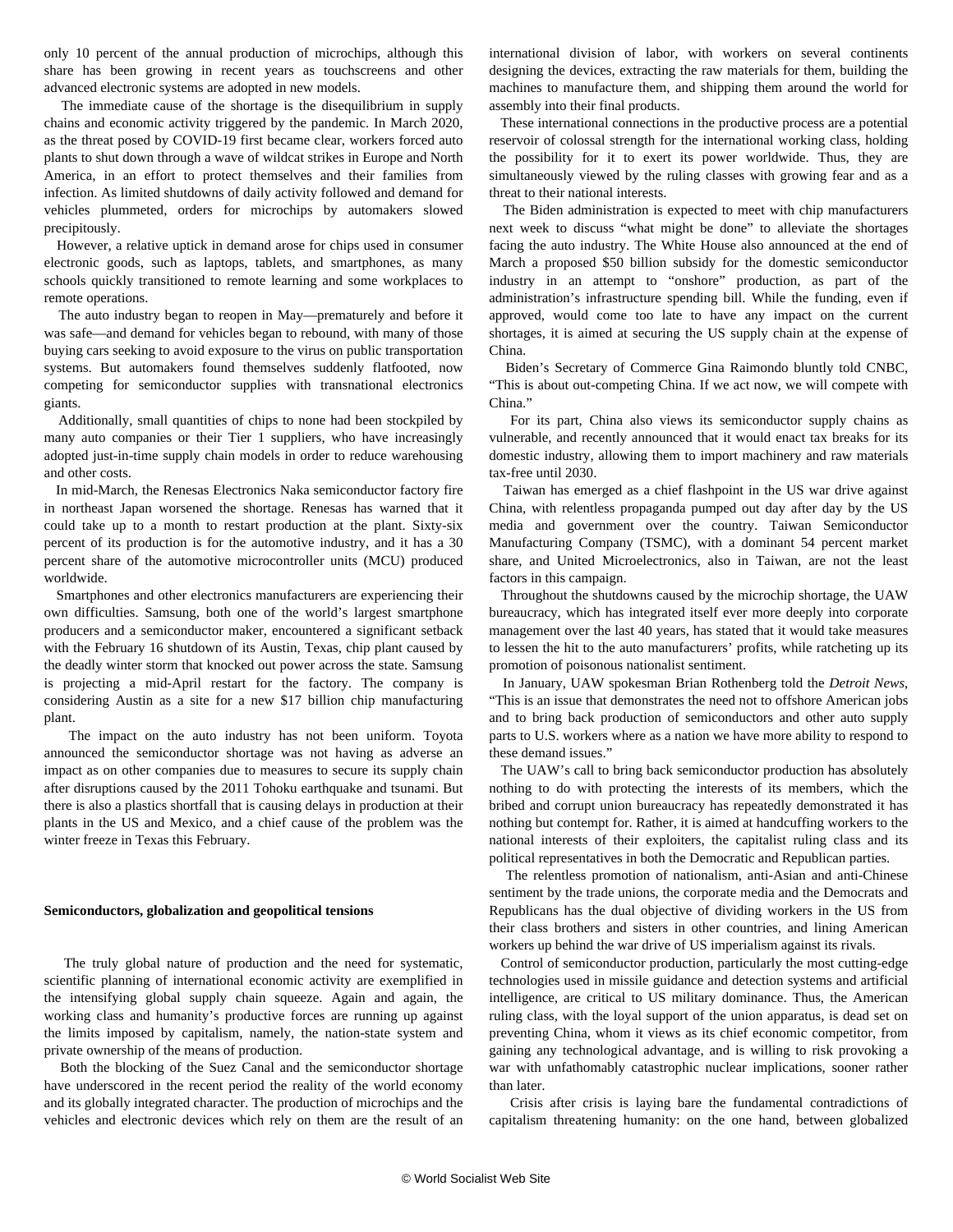only 10 percent of the annual production of microchips, although this share has been growing in recent years as touchscreens and other advanced electronic systems are adopted in new models.

The immediate cause of the shortage is the disequilibrium in supply chains and economic activity triggered by the pandemic. In March 2020, as the threat posed by COVID-19 first became clear, workers forced auto plants to shut down through a wave of wildcat strikes in Europe and North America, in an effort to protect themselves and their families from infection. As limited shutdowns of daily activity followed and demand for vehicles plummeted, orders for microchips by automakers slowed precipitously.

However, a relative uptick in demand arose for chips used in consumer electronic goods, such as laptops, tablets, and smartphones, as many schools quickly transitioned to remote learning and some workplaces to remote operations.

The auto industry began to reopen in May—prematurely and before it was safe—and demand for vehicles began to rebound, with many of those buying cars seeking to avoid exposure to the virus on public transportation systems. But automakers found themselves suddenly flatfooted, now competing for semiconductor supplies with transnational electronics giants.

Additionally, small quantities of chips to none had been stockpiled by many auto companies or their Tier 1 suppliers, who have increasingly adopted just-in-time supply chain models in order to reduce warehousing and other costs.

In mid-March, the Renesas Electronics Naka semiconductor factory fire in northeast Japan worsened the shortage. Renesas has warned that it could take up to a month to restart production at the plant. Sixty-six percent of its production is for the automotive industry, and it has a 30 percent share of the automotive microcontroller units (MCU) produced worldwide.

Smartphones and other electronics manufacturers are experiencing their own difficulties. Samsung, both one of the world's largest smartphone producers and a semiconductor maker, encountered a significant setback with the February 16 shutdown of its Austin, Texas, chip plant caused by the deadly winter storm that knocked out power across the state. Samsung is projecting a mid-April restart for the factory. The company is considering Austin as a site for a new $17 billion chip manufacturing plant.

The impact on the auto industry has not been uniform. Toyota announced the semiconductor shortage was not having as adverse an impact as on other companies due to measures to secure its supply chain after disruptions caused by the 2011 Tohoku earthquake and tsunami. But there is also a plastics shortfall that is causing delays in production at their plants in the US and Mexico, and a chief cause of the problem was the winter freeze in Texas this February.

**Semiconductors, globalization and geopolitical tensions**

The truly global nature of production and the need for systematic, scientific planning of international economic activity are exemplified in the intensifying global supply chain squeeze. Again and again, the working class and humanity's productive forces are running up against the limits imposed by capitalism, namely, the nation-state system and private ownership of the means of production.

Both the blocking of the Suez Canal and the semiconductor shortage have underscored in the recent period the reality of the world economy and its globally integrated character. The production of microchips and the vehicles and electronic devices which rely on them are the result of an international division of labor, with workers on several continents designing the devices, extracting the raw materials for them, building the machines to manufacture them, and shipping them around the world for assembly into their final products.

These international connections in the productive process are a potential reservoir of colossal strength for the international working class, holding the possibility for it to exert its power worldwide. Thus, they are simultaneously viewed by the ruling classes with growing fear and as a threat to their national interests.

The Biden administration is expected to meet with chip manufacturers next week to discuss "what might be done" to alleviate the shortages facing the auto industry. The White House also announced at the end of March a proposed $50 billion subsidy for the domestic semiconductor industry in an attempt to "onshore" production, as part of the administration's infrastructure spending bill. While the funding, even if approved, would come too late to have any impact on the current shortages, it is aimed at securing the US supply chain at the expense of China.

Biden's Secretary of Commerce Gina Raimondo bluntly told CNBC, "This is about out-competing China. If we act now, we will compete with China."

For its part, China also views its semiconductor supply chains as vulnerable, and recently announced that it would enact tax breaks for its domestic industry, allowing them to import machinery and raw materials tax-free until 2030.

Taiwan has emerged as a chief flashpoint in the US war drive against China, with relentless propaganda pumped out day after day by the US media and government over the country. Taiwan Semiconductor Manufacturing Company (TSMC), with a dominant 54 percent market share, and United Microelectronics, also in Taiwan, are not the least factors in this campaign.

Throughout the shutdowns caused by the microchip shortage, the UAW bureaucracy, which has integrated itself ever more deeply into corporate management over the last 40 years, has stated that it would take measures to lessen the hit to the auto manufacturers' profits, while ratcheting up its promotion of poisonous nationalist sentiment.

In January, UAW spokesman Brian Rothenberg told the *Detroit News*, "This is an issue that demonstrates the need not to offshore American jobs and to bring back production of semiconductors and other auto supply parts to U.S. workers where as a nation we have more ability to respond to these demand issues."

The UAW's call to bring back semiconductor production has absolutely nothing to do with protecting the interests of its members, which the bribed and corrupt union bureaucracy has repeatedly demonstrated it has nothing but contempt for. Rather, it is aimed at handcuffing workers to the national interests of their exploiters, the capitalist ruling class and its political representatives in both the Democratic and Republican parties.

The relentless promotion of nationalism, anti-Asian and anti-Chinese sentiment by the trade unions, the corporate media and the Democrats and Republicans has the dual objective of dividing workers in the US from their class brothers and sisters in other countries, and lining American workers up behind the war drive of US imperialism against its rivals.

Control of semiconductor production, particularly the most cutting-edge technologies used in missile guidance and detection systems and artificial intelligence, are critical to US military dominance. Thus, the American ruling class, with the loyal support of the union apparatus, is dead set on preventing China, whom it views as its chief economic competitor, from gaining any technological advantage, and is willing to risk provoking a war with unfathomably catastrophic nuclear implications, sooner rather than later.

Crisis after crisis is laying bare the fundamental contradictions of capitalism threatening humanity: on the one hand, between globalized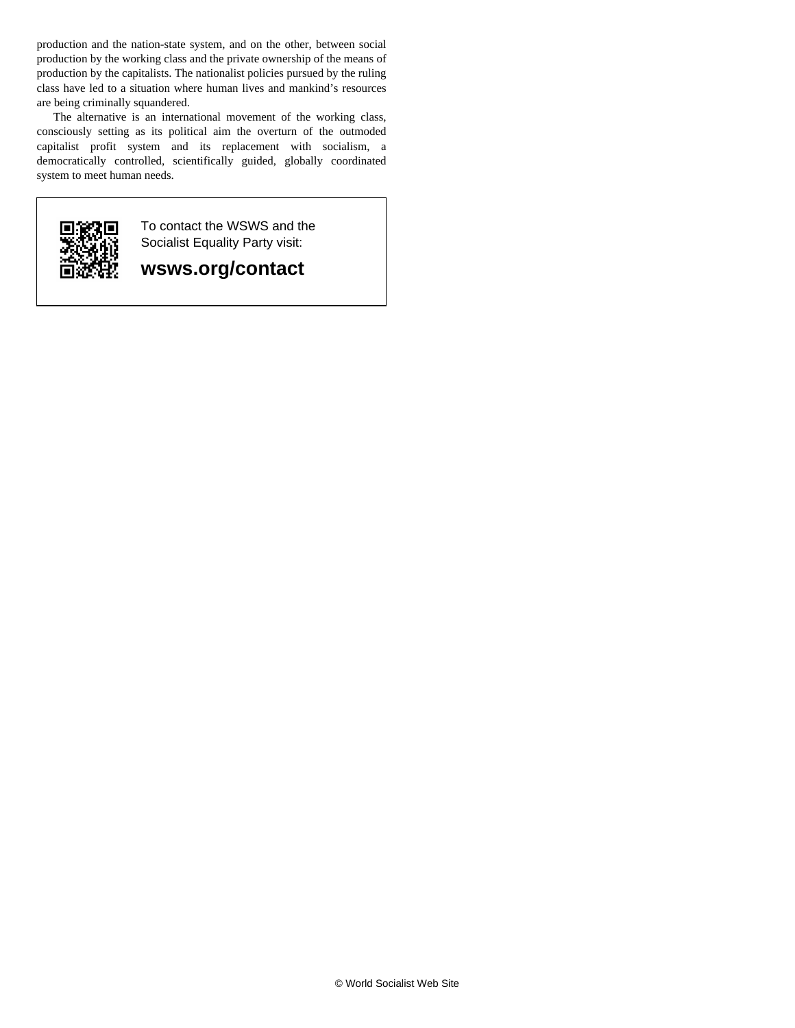production and the nation-state system, and on the other, between social production by the working class and the private ownership of the means of production by the capitalists. The nationalist policies pursued by the ruling class have led to a situation where human lives and mankind's resources are being criminally squandered.

The alternative is an international movement of the working class, consciously setting as its political aim the overturn of the outmoded capitalist profit system and its replacement with socialism, a democratically controlled, scientifically guided, globally coordinated system to meet human needs.

To contact the WSWS and the Socialist Equality Party visit:

**wsws.org/contact**